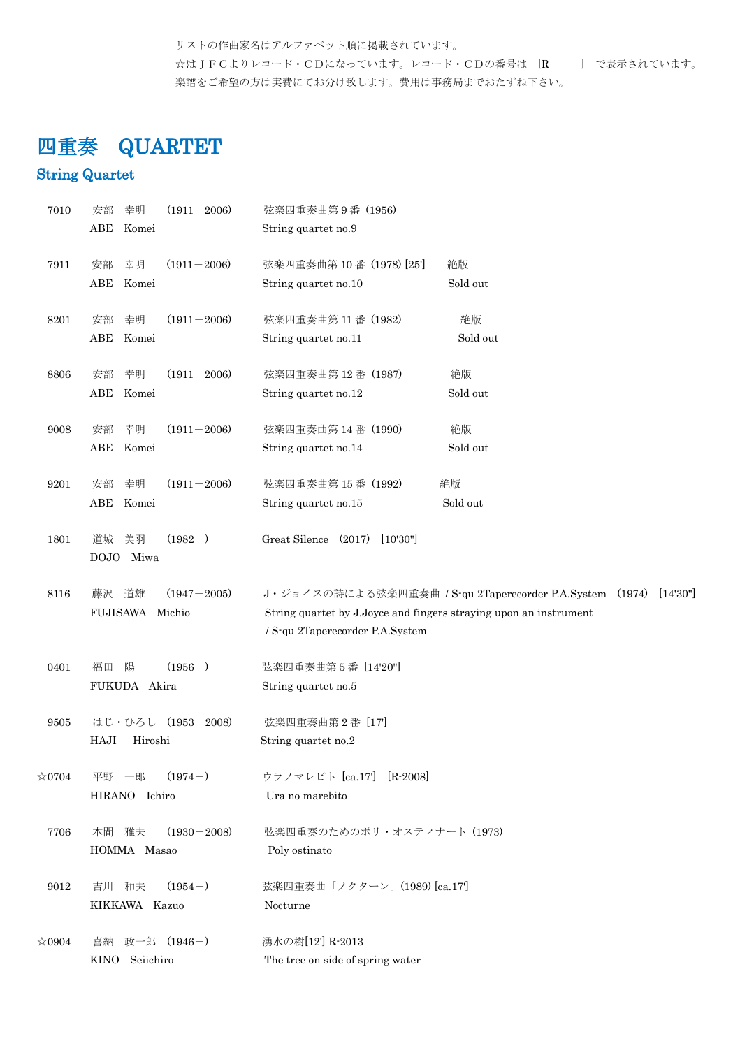リストの作曲家名はアルファベット順に掲載されています。
☆はＪＦＣよりレコード・ＣＤになっています。レコード・ＣＤの番号は　[R－　　]　で表示されています。
楽譜をご希望の方は実費にてお分け致します。費用は事務局までおたずね下さい。

# 四重奏　QUARTET

## String Quartet

| No. | Composer | Work | Note |
|---|---|---|---|
| 7010 | 安部　幸明　(1911－2006)<br>ABE　Komei | 弦楽四重奏曲第 9 番 (1956)<br>String quartet no.9 | |
| 7911 | 安部　幸明　(1911－2006)<br>ABE　Komei | 弦楽四重奏曲第 10 番 (1978) [25']<br>String quartet no.10 | 絶版<br>Sold out |
| 8201 | 安部　幸明　(1911－2006)<br>ABE　Komei | 弦楽四重奏曲第 11 番 (1982)<br>String quartet no.11 | 絶版<br>Sold out |
| 8806 | 安部　幸明　(1911－2006)<br>ABE　Komei | 弦楽四重奏曲第 12 番 (1987)<br>String quartet no.12 | 絶版<br>Sold out |
| 9008 | 安部　幸明　(1911－2006)<br>ABE　Komei | 弦楽四重奏曲第 14 番 (1990)<br>String quartet no.14 | 絶版<br>Sold out |
| 9201 | 安部　幸明　(1911－2006)<br>ABE　Komei | 弦楽四重奏曲第 15 番 (1992)<br>String quartet no.15 | 絶版<br>Sold out |
| 1801 | 道城　美羽　(1982－)<br>DOJO　Miwa | Great Silence　(2017)　[10'30"] | |
| 8116 | 藤沢　道雄　(1947－2005)<br>FUJISAWA　Michio | J・ジョイスの詩による弦楽四重奏曲 / S-qu 2Taperecorder P.A.System　(1974)　[14'30"]<br>String quartet by J.Joyce and fingers straying upon an instrument / S-qu 2Taperecorder P.A.System | |
| 0401 | 福田　陽　(1956－)<br>FUKUDA　Akira | 弦楽四重奏曲第 5 番 [14'20"]<br>String quartet no.5 | |
| 9505 | はじ・ひろし　(1953－2008)<br>HAJI　Hiroshi | 弦楽四重奏曲第 2 番 [17']<br>String quartet no.2 | |
| ☆0704 | 平野　一郎　(1974－)<br>HIRANO　Ichiro | ウラノマレビト [ca.17']　[R-2008]<br>Ura no marebito | |
| 7706 | 本間　雅夫　(1930－2008)<br>HOMMA　Masao | 弦楽四重奏のためのポリ・オスティナート (1973)<br>Poly ostinato | |
| 9012 | 吉川　和夫　(1954－)<br>KIKKAWA　Kazuo | 弦楽四重奏曲「ノクターン」(1989) [ca.17']<br>Nocturne | |
| ☆0904 | 喜納　政一郎　(1946－)<br>KINO　Seiichiro | 湧水の樹[12'] R-2013<br>The tree on side of spring water | |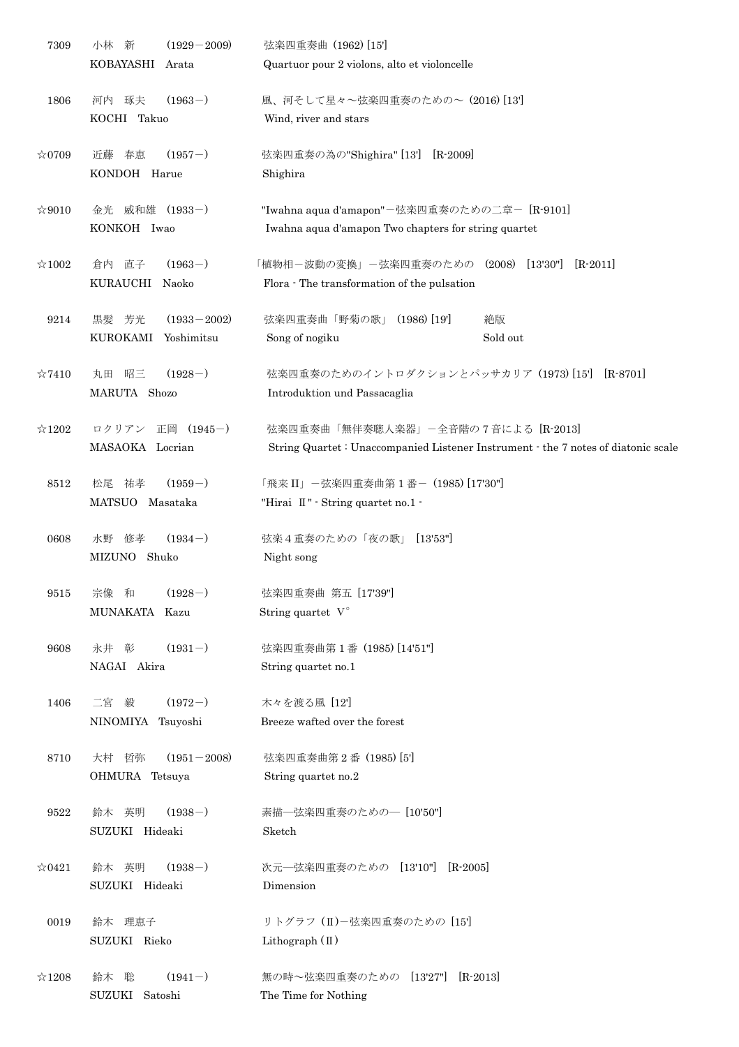| | | |
|---|---|---|
| 7309 | 小林　新　　(1929－2009)<br>KOBAYASHI　Arata | 弦楽四重奏曲 (1962) [15']<br>Quartuor pour 2 violons, alto et violoncelle |
| 1806 | 河内　琢夫　　(1963－)<br>KOCHI　Takuo | 風、河そして星々～弦楽四重奏のための～ (2016) [13']<br>Wind, river and stars |
| ☆0709 | 近藤　春恵　　(1957－)<br>KONDOH　Harue | 弦楽四重奏の為の"Shighira" [13']　[R-2009]<br>Shighira |
| ☆9010 | 金光　威和雄　(1933－)<br>KONKOH　Iwao | "Iwahna aqua d'amapon"－弦楽四重奏のための二章－ [R-9101]<br>Iwahna aqua d'amapon Two chapters for string quartet |
| ☆1002 | 倉内　直子　　(1963－)<br>KURAUCHI　Naoko | 「植物相－波動の変換」－弦楽四重奏のための　(2008)　[13'30"]　[R-2011]<br>Flora - The transformation of the pulsation |
| 9214 | 黒髪　芳光　　(1933－2002)<br>KUROKAMI　Yoshimitsu | 弦楽四重奏曲「野菊の歌」 (1986) [19']　　　絶版<br>Song of nogiku　　　Sold out |
| ☆7410 | 丸田　昭三　　(1928－)<br>MARUTA　Shozo | 弦楽四重奏のためのイントロダクションとパッサカリア (1973) [15']　[R-8701]<br>Introduktion und Passacaglia |
| ☆1202 | ロクリアン　正岡　(1945－)<br>MASAOKA　Locrian | 弦楽四重奏曲「無伴奏聴人楽器」－全音階の 7 音による [R-2013]<br>String Quartet : Unaccompanied Listener Instrument - the 7 notes of diatonic scale |
| 8512 | 松尾　祐孝　　(1959－)<br>MATSUO　Masataka | 「飛来 II」－弦楽四重奏曲第 1 番－ (1985) [17'30"]<br>"Hirai Ⅱ" - String quartet no.1 - |
| 0608 | 水野　修孝　　(1934－)<br>MIZUNO　Shuko | 弦楽４重奏のための「夜の歌」 [13'53"]<br>Night song |
| 9515 | 宗像　和　　(1928－)<br>MUNAKATA　Kazu | 弦楽四重奏曲 第五 [17'39"]<br>String quartet Ⅴ° |
| 9608 | 永井　彰　　(1931－)<br>NAGAI　Akira | 弦楽四重奏曲第 1 番 (1985) [14'51"]<br>String quartet no.1 |
| 1406 | 二宮　毅　　(1972－)<br>NINOMIYA　Tsuyoshi | 木々を渡る風 [12']<br>Breeze wafted over the forest |
| 8710 | 大村　哲弥　　(1951－2008)<br>OHMURA　Tetsuya | 弦楽四重奏曲第 2 番 (1985) [5']<br>String quartet no.2 |
| 9522 | 鈴木　英明　　(1938－)<br>SUZUKI　Hideaki | 素描―弦楽四重奏のための― [10'50"]<br>Sketch |
| ☆0421 | 鈴木　英明　　(1938－)<br>SUZUKI　Hideaki | 次元―弦楽四重奏のための　[13'10"]　[R-2005]<br>Dimension |
| 0019 | 鈴木　理恵子<br>SUZUKI　Rieko | リトグラフ (Ⅱ)－弦楽四重奏のための [15']<br>Lithograph (Ⅱ) |
| ☆1208 | 鈴木　聡　　(1941－)<br>SUZUKI　Satoshi | 無の時～弦楽四重奏のための　[13'27"]　[R-2013]<br>The Time for Nothing |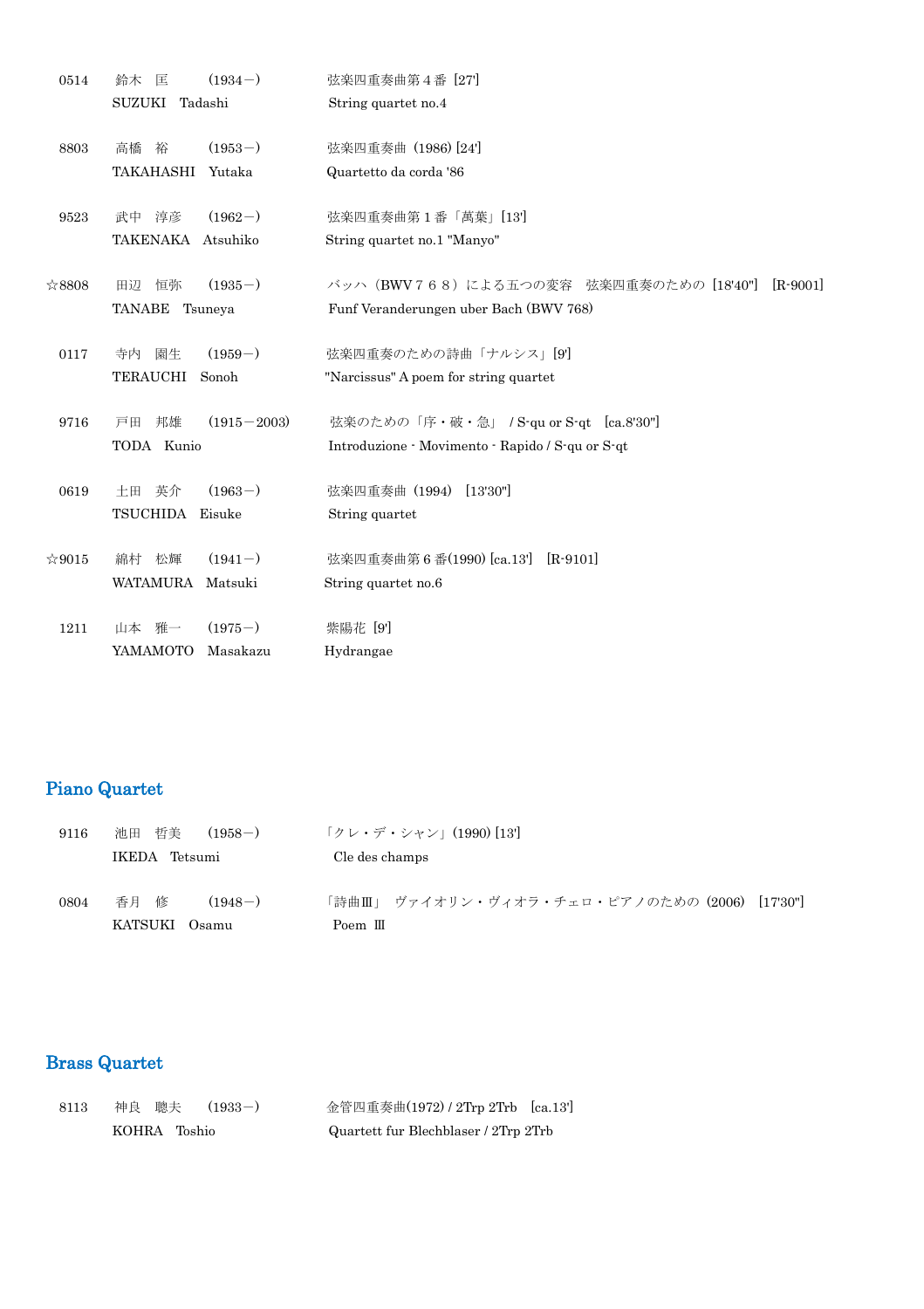| | | | |
|---|---|---|---|
| 0514 | 鈴木　匡<br>SUZUKI　Tadashi | (1934－) | 弦楽四重奏曲第４番 [27']<br>String quartet no.4 |
| 8803 | 高橋　裕<br>TAKAHASHI　Yutaka | (1953－) | 弦楽四重奏曲（1986) [24']<br>Quartetto da corda '86 |
| 9523 | 武中　淳彦<br>TAKENAKA　Atsuhiko | (1962－) | 弦楽四重奏曲第１番「萬葉」[13']<br>String quartet no.1 "Manyo" |
| ☆8808 | 田辺　恒弥<br>TANABE　Tsuneya | (1935－) | バッハ（BWV７６８）による五つの変容　弦楽四重奏のための [18'40"]　[R-9001]<br>Funf Veranderungen uber Bach (BWV 768) |
| 0117 | 寺内　園生<br>TERAUCHI　Sonoh | (1959－) | 弦楽四重奏のための詩曲「ナルシス」[9']<br>"Narcissus" A poem for string quartet |
| 9716 | 戸田　邦雄<br>TODA　Kunio | (1915－2003) | 弦楽のための「序・破・急」 / S-qu or S-qt　[ca.8'30"]<br>Introduzione - Movimento - Rapido / S-qu or S-qt |
| 0619 | 土田　英介<br>TSUCHIDA　Eisuke | (1963－) | 弦楽四重奏曲（1994)　[13'30"]<br>String quartet |
| ☆9015 | 綿村　松輝<br>WATAMURA　Matsuki | (1941－) | 弦楽四重奏曲第６番(1990) [ca.13']　[R-9101]<br>String quartet no.6 |
| 1211 | 山本　雅一<br>YAMAMOTO　Masakazu | (1975－) | 紫陽花 [9']<br>Hydrangae |

## Piano Quartet

| | | | |
|---|---|---|---|
| 9116 | 池田　哲美<br>IKEDA　Tetsumi | (1958－) | 「クレ・デ・シャン」(1990) [13']<br>Cle des champs |
| 0804 | 香月　修<br>KATSUKI　Osamu | (1948－) | 「詩曲Ⅲ」 ヴァイオリン・ヴィオラ・チェロ・ピアノのための（2006)　[17'30"]<br>Poem Ⅲ |

## Brass Quartet

| | | | |
|---|---|---|---|
| 8113 | 神良　聰夫<br>KOHRA　Toshio | (1933－) | 金管四重奏曲(1972) / 2Trp 2Trb　[ca.13']<br>Quartett fur Blechblaser / 2Trp 2Trb |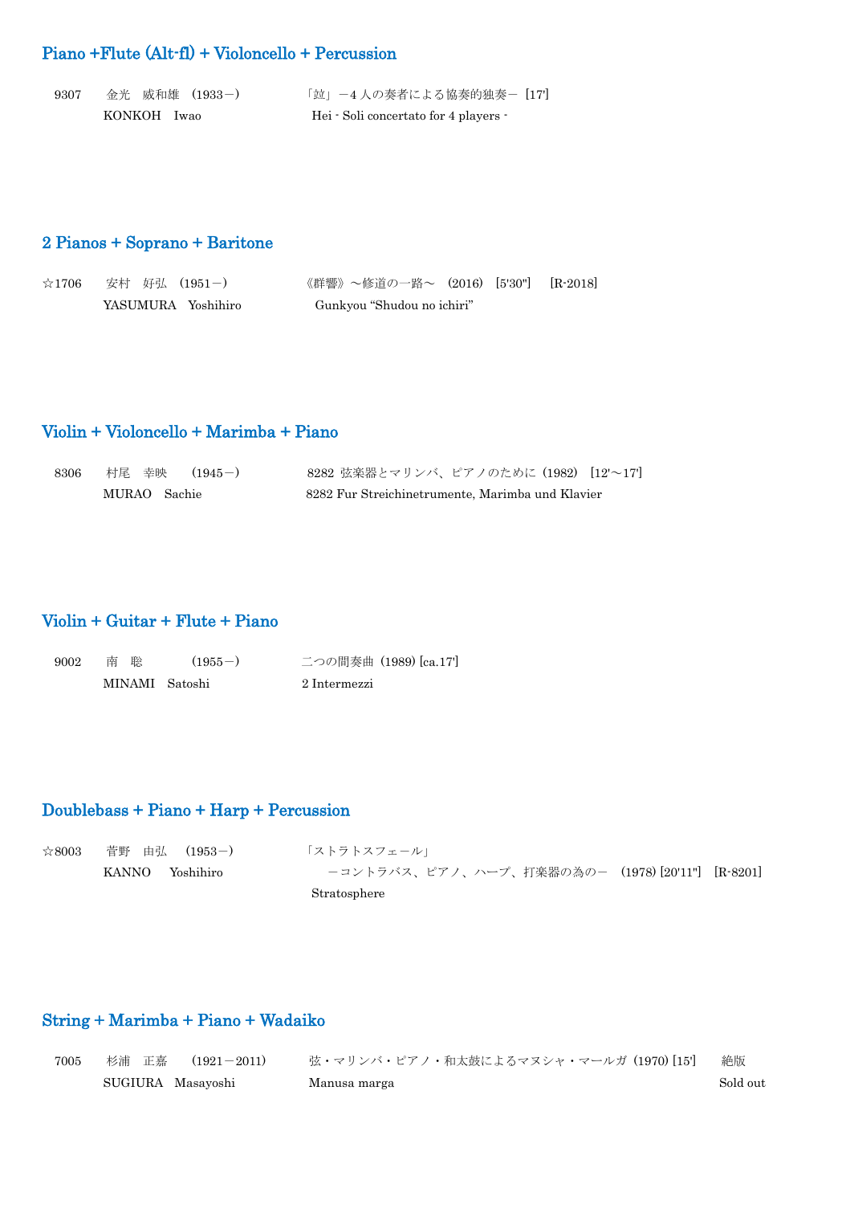## Piano +Flute (Alt-fl) + Violoncello + Percussion

| | | |
|---|---|---|
| 9307 | 金光　威和雄　(1933－)<br>KONKOH　Iwao | 「竝」－4 人の奏者による協奏的独奏－ [17']<br>Hei - Soli concertato for 4 players - |

## 2 Pianos + Soprano + Baritone

| | | |
|---|---|---|
| ☆1706 | 安村　好弘　(1951－)<br>YASUMURA　Yoshihiro | 《群響》～修道の一路～　(2016)　[5'30"]　[R-2018]<br>Gunkyou “Shudou no ichiri” |

## Violin + Violoncello + Marimba + Piano

| | | |
|---|---|---|
| 8306 | 村尾　幸映　(1945－)<br>MURAO　Sachie | 8282 弦楽器とマリンバ、ピアノのために (1982)　[12'～17']<br>8282 Fur Streichinetrumente, Marimba und Klavier |

## Violin + Guitar + Flute + Piano

| | | |
|---|---|---|
| 9002 | 南　聡　(1955－)<br>MINAMI　Satoshi | 二つの間奏曲 (1989) [ca.17']<br>2 Intermezzi |

## Doublebass + Piano + Harp + Percussion

| | | |
|---|---|---|
| ☆8003 | 菅野　由弘　(1953－)<br>KANNO　Yoshihiro | 「ストラトスフェール」<br>－コントラバス、ピアノ、ハープ、打楽器の為の－ (1978) [20'11"]　[R-8201]<br>Stratosphere |

## String + Marimba + Piano + Wadaiko

| | | | |
|---|---|---|---|
| 7005 | 杉浦　正嘉　(1921－2011)<br>SUGIURA　Masayoshi | 弦・マリンバ・ピアノ・和太鼓によるマヌシャ・マールガ (1970) [15']<br>Manusa marga | 絶版<br>Sold out |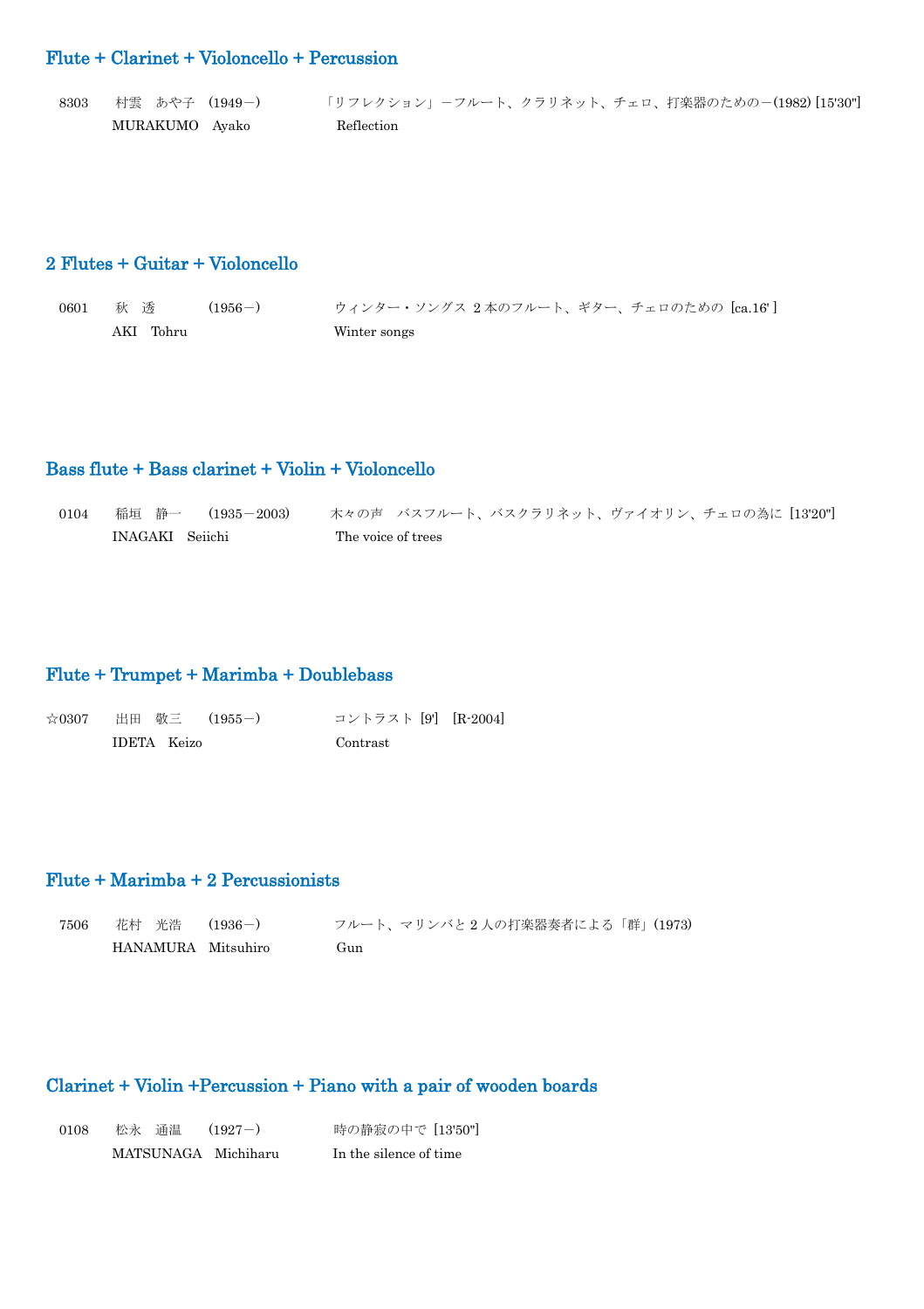## Flute + Clarinet + Violoncello + Percussion

8303　村雲　あや子　(1949－)　「リフレクション」－フルート、クラリネット、チェロ、打楽器のための－(1982) [15'30"]
MURAKUMO　Ayako　Reflection

## 2 Flutes + Guitar + Violoncello

0601　秋　透　(1956－)　ウィンター・ソングス 2 本のフルート、ギター、チェロのための [ca.16' ]
AKI　Tohru　Winter songs

## Bass flute + Bass clarinet + Violin + Violoncello

0104　稲垣　静一　(1935－2003)　木々の声　バスフルート、バスクラリネット、ヴァイオリン、チェロの為に [13'20"]
INAGAKI　Seiichi　The voice of trees

## Flute + Trumpet + Marimba + Doublebass

☆0307　出田　敬三　(1955－)　コントラスト [9']　[R-2004]
IDETA　Keizo　Contrast

## Flute + Marimba + 2 Percussionists

7506　花村　光浩　(1936－)　フルート、マリンバと 2 人の打楽器奏者による「群」(1973)
HANAMURA　Mitsuhiro　Gun

## Clarinet + Violin +Percussion + Piano with a pair of wooden boards

0108　松永　通温　(1927－)　時の静寂の中で [13'50"]
MATSUNAGA　Michiharu　In the silence of time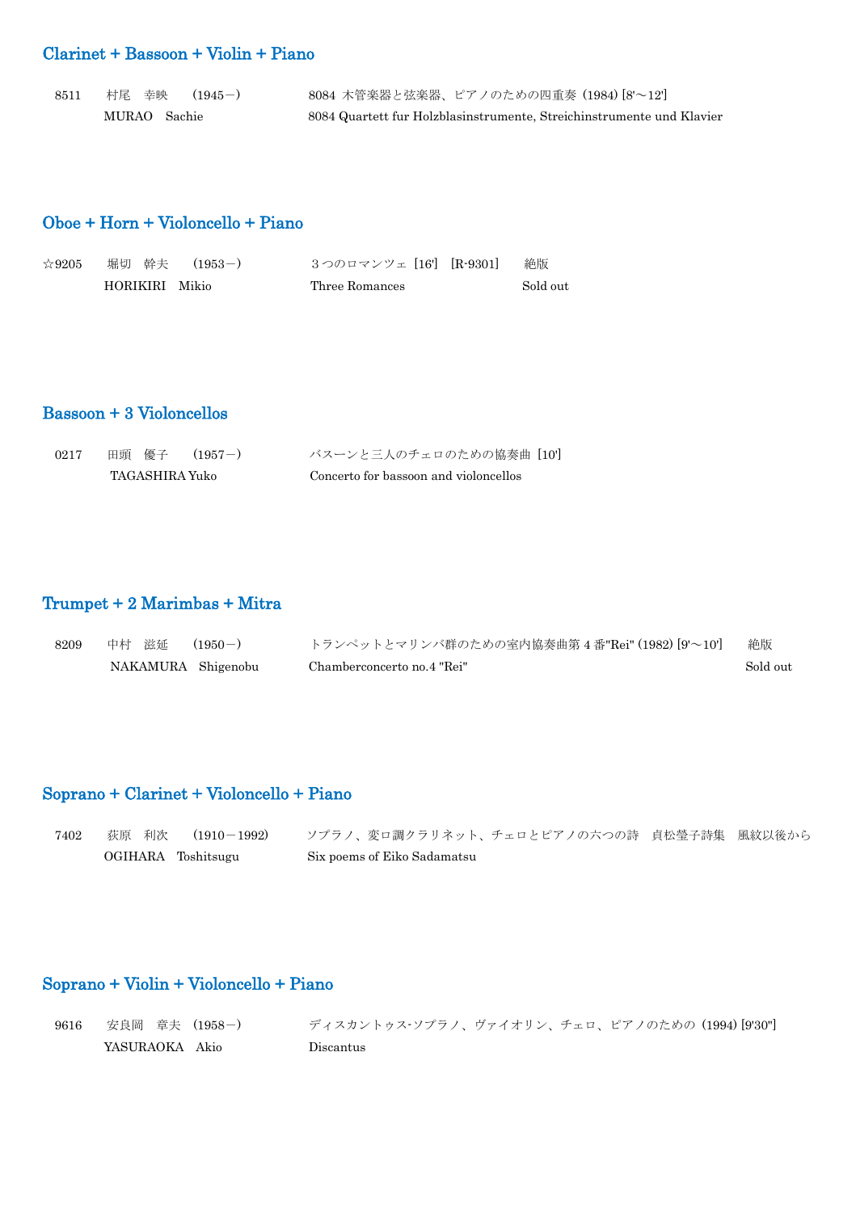## Clarinet + Bassoon + Violin + Piano

| | | |
|---|---|---|
| 8511 | 村尾　幸映　（1945－）<br>MURAO　Sachie | 8084 木管楽器と弦楽器、ピアノのための四重奏 (1984) [8'～12']<br>8084 Quartett fur Holzblasinstrumente, Streichinstrumente und Klavier |

## Oboe + Horn + Violoncello + Piano

| | | | |
|---|---|---|---|
| ☆9205 | 堀切　幹夫　（1953－）<br>HORIKIRI　Mikio | ３つのロマンツェ [16']　[R-9301]<br>Three Romances | 絶版<br>Sold out |

## Bassoon + 3 Violoncellos

| | | |
|---|---|---|
| 0217 | 田頭　優子　（1957－）<br>TAGASHIRA Yuko | バスーンと三人のチェロのための協奏曲 [10']<br>Concerto for bassoon and violoncellos |

## Trumpet + 2 Marimbas + Mitra

| | | | |
|---|---|---|---|
| 8209 | 中村　滋延　（1950－）<br>NAKAMURA　Shigenobu | トランペットとマリンバ群のための室内協奏曲第 4 番"Rei" (1982) [9'～10']<br>Chamberconcerto no.4 "Rei" | 絶版<br>Sold out |

## Soprano + Clarinet + Violoncello + Piano

| | | |
|---|---|---|
| 7402 | 荻原　利次　（1910－1992）<br>OGIHARA　Toshitsugu | ソプラノ、変ロ調クラリネット、チェロとピアノの六つの詩　貞松瑩子詩集　風紋以後から<br>Six poems of Eiko Sadamatsu |

## Soprano + Violin + Violoncello + Piano

| | | |
|---|---|---|
| 9616 | 安良岡　章夫　（1958－）<br>YASURAOKA　Akio | ディスカントゥス-ソプラノ、ヴァイオリン、チェロ、ピアノのための (1994) [9'30"]<br>Discantus |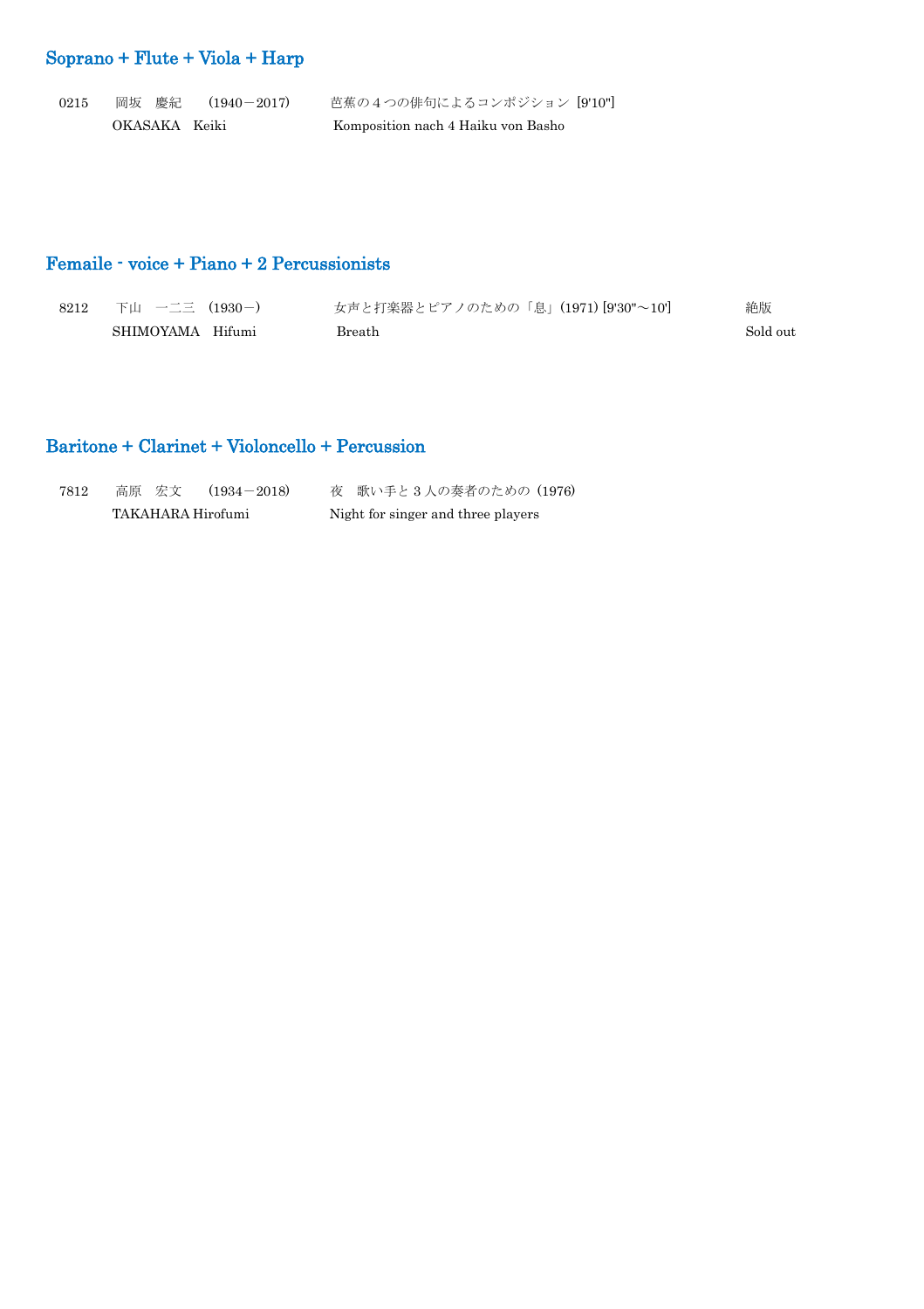## Soprano + Flute + Viola + Harp

| | | | | |
|---|---|---|---|---|
| 0215 | 岡坂　慶紀 | (1940－2017) | 芭蕉の４つの俳句によるコンポジション [9'10"] | |
| | OKASAKA　Keiki | | Komposition nach 4 Haiku von Basho | |

## Femaile - voice + Piano + 2 Percussionists

| | | | | |
|---|---|---|---|---|
| 8212 | 下山　一二三 | (1930－) | 女声と打楽器とピアノのための「息」(1971) [9'30"～10'] | 絶版 |
| | SHIMOYAMA　Hifumi | | Breath | Sold out |

## Baritone + Clarinet + Violoncello + Percussion

| | | | | |
|---|---|---|---|---|
| 7812 | 高原　宏文 | (1934－2018) | 夜　歌い手と３人の奏者のための (1976) | |
| | TAKAHARA Hirofumi | | Night for singer and three players | |